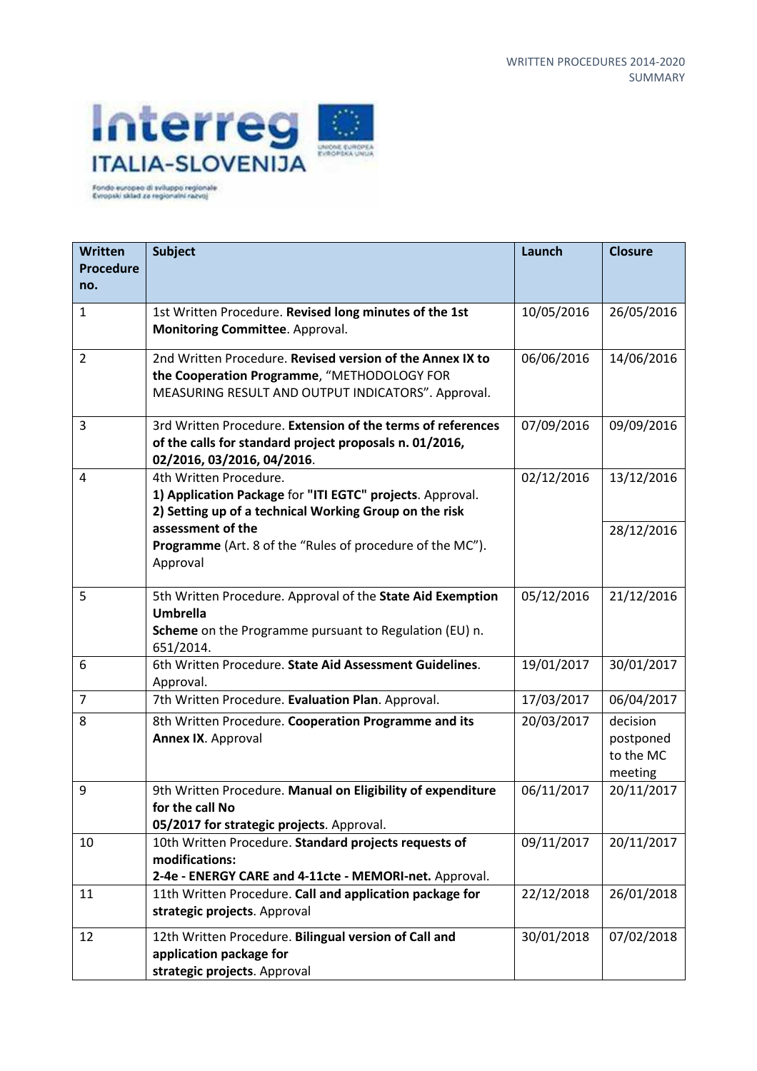WRITTEN PROCEDURES 2014-2020
SUMMARY

Interreg ITALIA-SLOVENIJA

Fondo europeo di sviluppo regionale
Evropski sklad za regionalni razvoj

| Written Procedure no. | Subject | Launch | Closure |
|---|---|---|---|
| 1 | 1st Written Procedure. **Revised long minutes of the 1st Monitoring Committee**. Approval. | 10/05/2016 | 26/05/2016 |
| 2 | 2nd Written Procedure. **Revised version of the Annex IX to the Cooperation Programme**, "METHODOLOGY FOR MEASURING RESULT AND OUTPUT INDICATORS". Approval. | 06/06/2016 | 14/06/2016 |
| 3 | 3rd Written Procedure. **Extension of the terms of references of the calls for standard project proposals n. 01/2016, 02/2016, 03/2016, 04/2016**. | 07/09/2016 | 09/09/2016 |
| 4 | 4th Written Procedure. **1) Application Package** for **"ITI EGTC" projects**. Approval. **2) Setting up of a technical Working Group on the risk assessment of the Programme** (Art. 8 of the "Rules of procedure of the MC"). Approval | 02/12/2016 | 13/12/2016<br>28/12/2016 |
| 5 | 5th Written Procedure. Approval of the **State Aid Exemption Umbrella Scheme** on the Programme pursuant to Regulation (EU) n. 651/2014. | 05/12/2016 | 21/12/2016 |
| 6 | 6th Written Procedure. **State Aid Assessment Guidelines**. Approval. | 19/01/2017 | 30/01/2017 |
| 7 | 7th Written Procedure. **Evaluation Plan**. Approval. | 17/03/2017 | 06/04/2017 |
| 8 | 8th Written Procedure. **Cooperation Programme and its Annex IX**. Approval | 20/03/2017 | decision postponed to the MC meeting |
| 9 | 9th Written Procedure. **Manual on Eligibility of expenditure for the call No 05/2017 for strategic projects**. Approval. | 06/11/2017 | 20/11/2017 |
| 10 | 10th Written Procedure. **Standard projects requests of modifications: 2-4e - ENERGY CARE and 4-11cte - MEMORI-net.** Approval. | 09/11/2017 | 20/11/2017 |
| 11 | 11th Written Procedure. **Call and application package for strategic projects**. Approval | 22/12/2018 | 26/01/2018 |
| 12 | 12th Written Procedure. **Bilingual version of Call and application package for strategic projects**. Approval | 30/01/2018 | 07/02/2018 |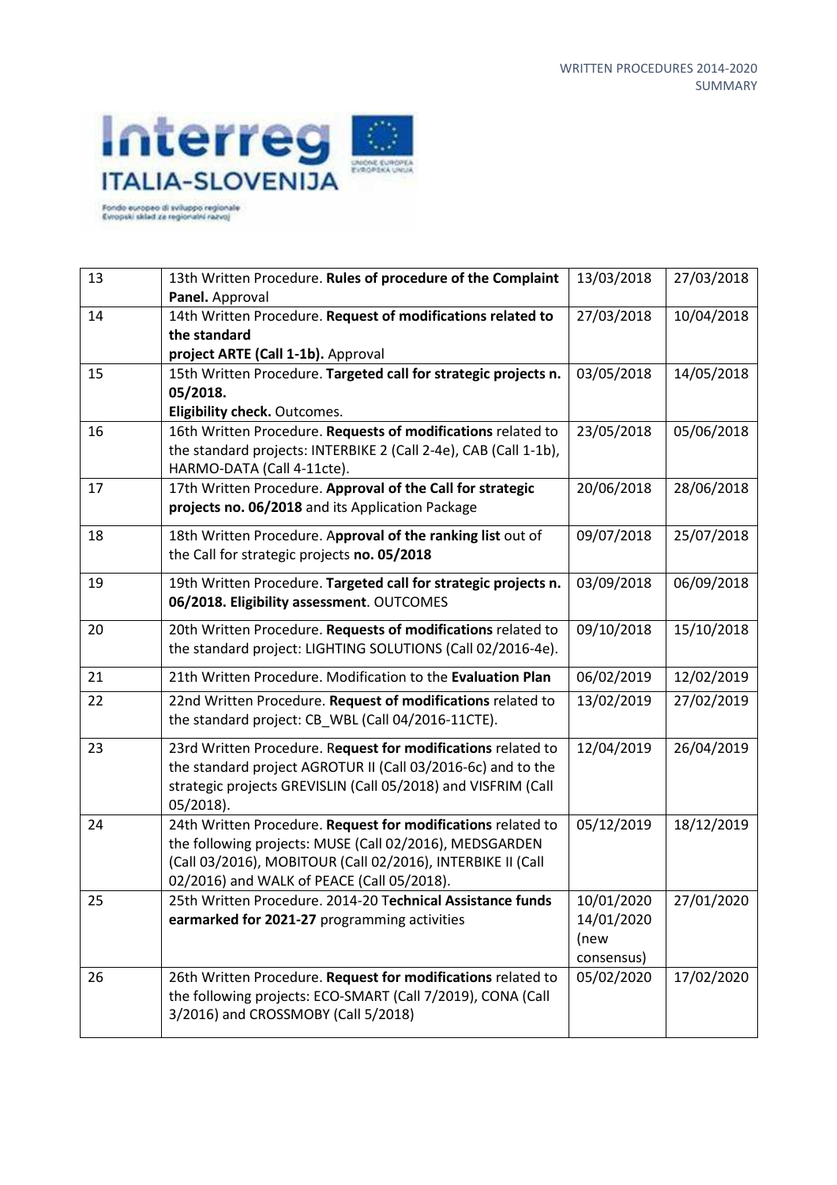| 13 | 13th Written Procedure. **Rules of procedure of the Complaint Panel.** Approval | 13/03/2018 | 27/03/2018 |
|---|---|---|---|
| 14 | 14th Written Procedure. **Request of modifications related to the standard project ARTE (Call 1-1b).** Approval | 27/03/2018 | 10/04/2018 |
| 15 | 15th Written Procedure. **Targeted call for strategic projects n. 05/2018. Eligibility check.** Outcomes. | 03/05/2018 | 14/05/2018 |
| 16 | 16th Written Procedure. **Requests of modifications** related to the standard projects: INTERBIKE 2 (Call 2-4e), CAB (Call 1-1b), HARMO-DATA (Call 4-11cte). | 23/05/2018 | 05/06/2018 |
| 17 | 17th Written Procedure. **Approval of the Call for strategic projects no. 06/2018** and its Application Package | 20/06/2018 | 28/06/2018 |
| 18 | 18th Written Procedure. **Approval of the ranking list** out of the Call for strategic projects **no. 05/2018** | 09/07/2018 | 25/07/2018 |
| 19 | 19th Written Procedure. **Targeted call for strategic projects n. 06/2018. Eligibility assessment**. OUTCOMES | 03/09/2018 | 06/09/2018 |
| 20 | 20th Written Procedure. **Requests of modifications** related to the standard project: LIGHTING SOLUTIONS (Call 02/2016-4e). | 09/10/2018 | 15/10/2018 |
| 21 | 21th Written Procedure. Modification to the **Evaluation Plan** | 06/02/2019 | 12/02/2019 |
| 22 | 22nd Written Procedure. **Request of modifications** related to the standard project: CB_WBL (Call 04/2016-11CTE). | 13/02/2019 | 27/02/2019 |
| 23 | 23rd Written Procedure. **Request for modifications** related to the standard project AGROTUR II (Call 03/2016-6c) and to the strategic projects GREVISLIN (Call 05/2018) and VISFRIM (Call 05/2018). | 12/04/2019 | 26/04/2019 |
| 24 | 24th Written Procedure. **Request for modifications** related to the following projects: MUSE (Call 02/2016), MEDSGARDEN (Call 03/2016), MOBITOUR (Call 02/2016), INTERBIKE II (Call 02/2016) and WALK of PEACE (Call 05/2018). | 05/12/2019 | 18/12/2019 |
| 25 | 25th Written Procedure. 2014-20 **Technical Assistance funds earmarked for 2021-27** programming activities | 10/01/2020 14/01/2020 (new consensus) | 27/01/2020 |
| 26 | 26th Written Procedure. **Request for modifications** related to the following projects: ECO-SMART (Call 7/2019), CONA (Call 3/2016) and CROSSMOBY (Call 5/2018) | 05/02/2020 | 17/02/2020 |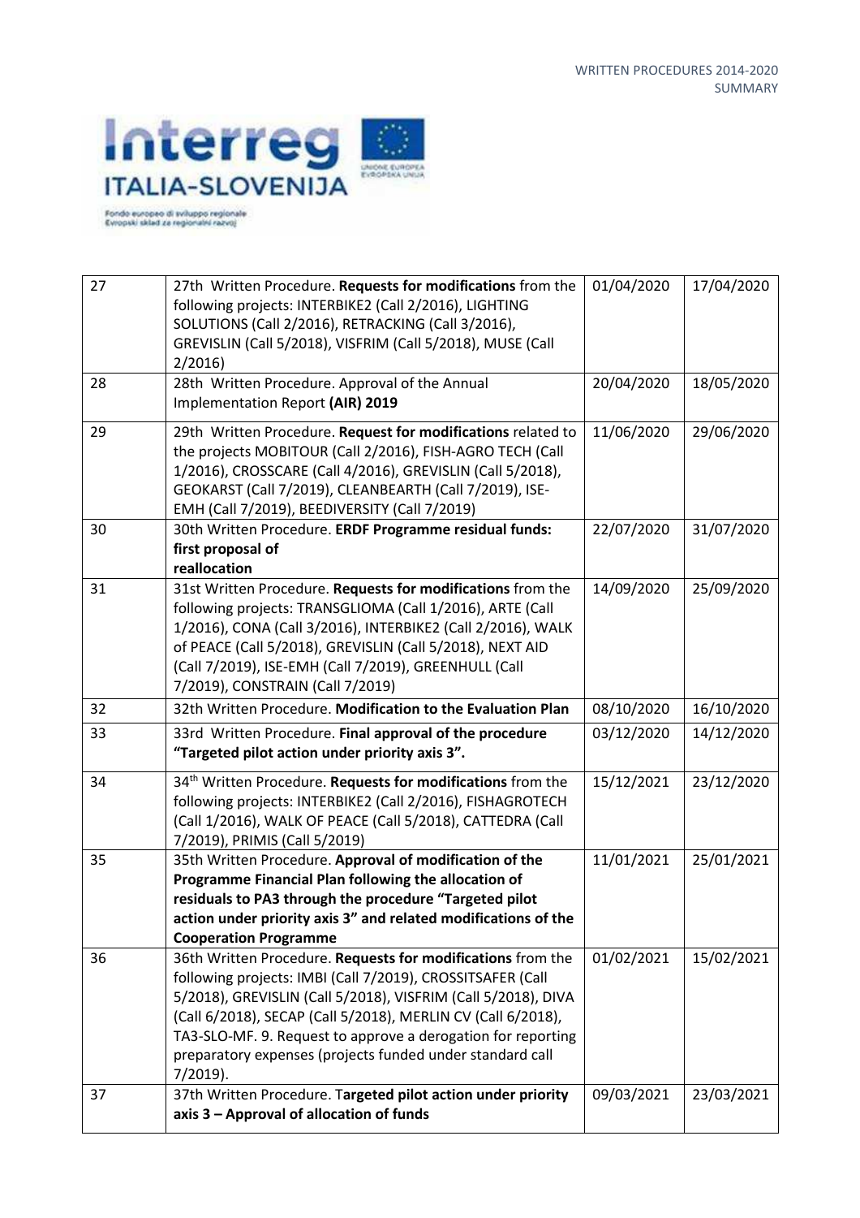| 27 | 27th Written Procedure. **Requests for modifications** from the following projects: INTERBIKE2 (Call 2/2016), LIGHTING SOLUTIONS (Call 2/2016), RETRACKING (Call 3/2016), GREVISLIN (Call 5/2018), VISFRIM (Call 5/2018), MUSE (Call 2/2016) | 01/04/2020 | 17/04/2020 |
|---|---|---|---|
| 28 | 28th Written Procedure. Approval of the Annual Implementation Report **(AIR) 2019** | 20/04/2020 | 18/05/2020 |
| 29 | 29th Written Procedure. **Request for modifications** related to the projects MOBITOUR (Call 2/2016), FISH-AGRO TECH (Call 1/2016), CROSSCARE (Call 4/2016), GREVISLIN (Call 5/2018), GEOKARST (Call 7/2019), CLEANBEARTH (Call 7/2019), ISE-EMH (Call 7/2019), BEEDIVERSITY (Call 7/2019) | 11/06/2020 | 29/06/2020 |
| 30 | 30th Written Procedure. **ERDF Programme residual funds: first proposal of reallocation** | 22/07/2020 | 31/07/2020 |
| 31 | 31st Written Procedure. **Requests for modifications** from the following projects: TRANSGLIOMA (Call 1/2016), ARTE (Call 1/2016), CONA (Call 3/2016), INTERBIKE2 (Call 2/2016), WALK of PEACE (Call 5/2018), GREVISLIN (Call 5/2018), NEXT AID (Call 7/2019), ISE-EMH (Call 7/2019), GREENHULL (Call 7/2019), CONSTRAIN (Call 7/2019) | 14/09/2020 | 25/09/2020 |
| 32 | 32th Written Procedure. **Modification to the Evaluation Plan** | 08/10/2020 | 16/10/2020 |
| 33 | 33rd Written Procedure. **Final approval of the procedure "Targeted pilot action under priority axis 3".** | 03/12/2020 | 14/12/2020 |
| 34 | 34th Written Procedure. **Requests for modifications** from the following projects: INTERBIKE2 (Call 2/2016), FISHAGROTECH (Call 1/2016), WALK OF PEACE (Call 5/2018), CATTEDRA (Call 7/2019), PRIMIS (Call 5/2019) | 15/12/2021 | 23/12/2020 |
| 35 | 35th Written Procedure. **Approval of modification of the Programme Financial Plan following the allocation of residuals to PA3 through the procedure "Targeted pilot action under priority axis 3" and related modifications of the Cooperation Programme** | 11/01/2021 | 25/01/2021 |
| 36 | 36th Written Procedure. **Requests for modifications** from the following projects: IMBI (Call 7/2019), CROSSITSAFER (Call 5/2018), GREVISLIN (Call 5/2018), VISFRIM (Call 5/2018), DIVA (Call 6/2018), SECAP (Call 5/2018), MERLIN CV (Call 6/2018), TA3-SLO-MF. 9. Request to approve a derogation for reporting preparatory expenses (projects funded under standard call 7/2019). | 01/02/2021 | 15/02/2021 |
| 37 | 37th Written Procedure. T**argeted pilot action under priority axis 3 – Approval of allocation of funds** | 09/03/2021 | 23/03/2021 |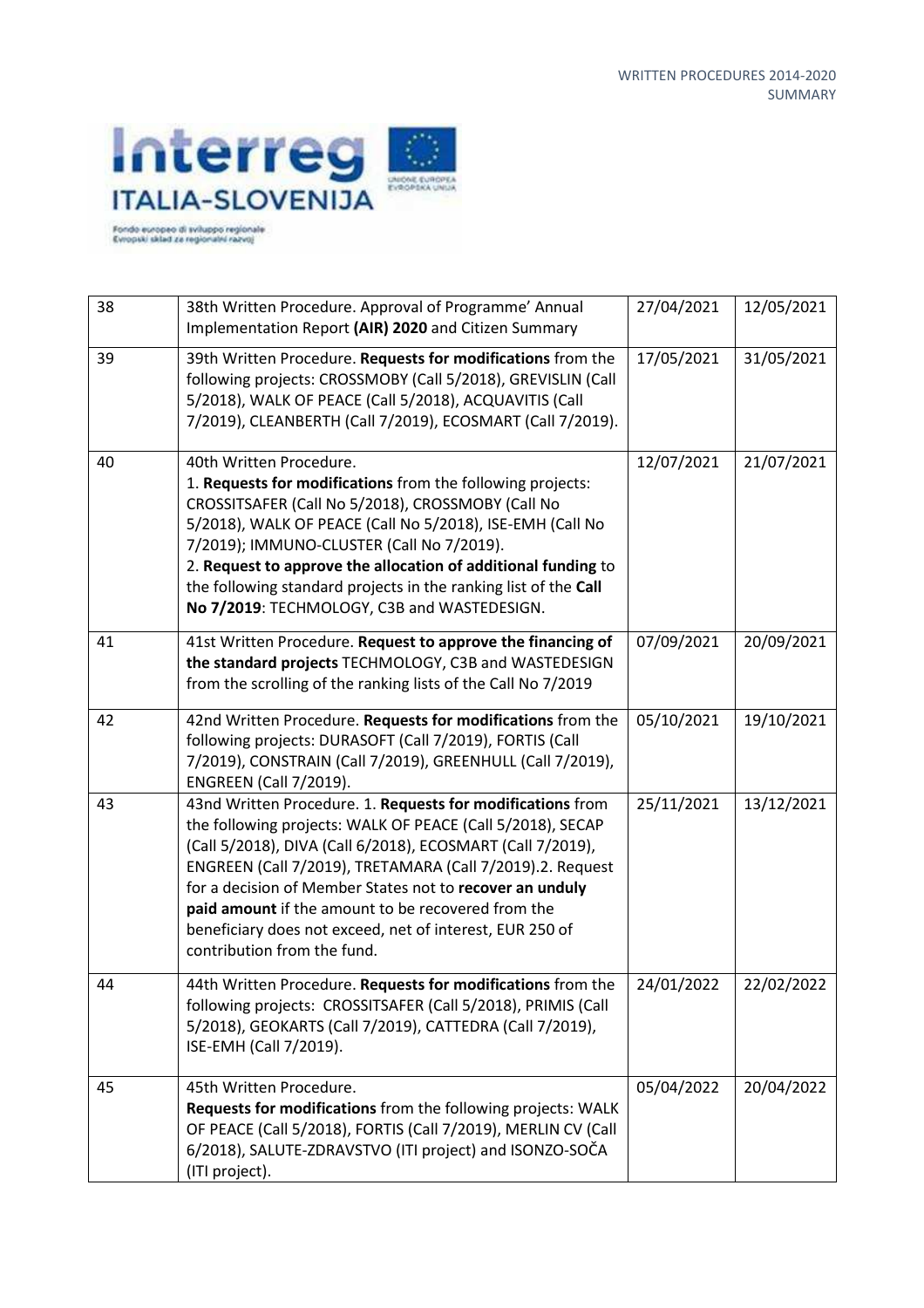| | | | |
|---|---|---|---|
| 38 | 38th Written Procedure. Approval of Programme' Annual Implementation Report **(AIR) 2020** and Citizen Summary | 27/04/2021 | 12/05/2021 |
| 39 | 39th Written Procedure. **Requests for modifications** from the following projects: CROSSMOBY (Call 5/2018), GREVISLIN (Call 5/2018), WALK OF PEACE (Call 5/2018), ACQUAVITIS (Call 7/2019), CLEANBERTH (Call 7/2019), ECOSMART (Call 7/2019). | 17/05/2021 | 31/05/2021 |
| 40 | 40th Written Procedure.<br>1. **Requests for modifications** from the following projects: CROSSITSAFER (Call No 5/2018), CROSSMOBY (Call No 5/2018), WALK OF PEACE (Call No 5/2018), ISE-EMH (Call No 7/2019); IMMUNO-CLUSTER (Call No 7/2019).<br>2. **Request to approve the allocation of additional funding** to the following standard projects in the ranking list of the **Call No 7/2019**: TECHMOLOGY, C3B and WASTEDESIGN. | 12/07/2021 | 21/07/2021 |
| 41 | 41st Written Procedure. **Request to approve the financing of the standard projects** TECHMOLOGY, C3B and WASTEDESIGN from the scrolling of the ranking lists of the Call No 7/2019 | 07/09/2021 | 20/09/2021 |
| 42 | 42nd Written Procedure. **Requests for modifications** from the following projects: DURASOFT (Call 7/2019), FORTIS (Call 7/2019), CONSTRAIN (Call 7/2019), GREENHULL (Call 7/2019), ENGREEN (Call 7/2019). | 05/10/2021 | 19/10/2021 |
| 43 | 43nd Written Procedure. 1. **Requests for modifications** from the following projects: WALK OF PEACE (Call 5/2018), SECAP (Call 5/2018), DIVA (Call 6/2018), ECOSMART (Call 7/2019), ENGREEN (Call 7/2019), TRETAMARA (Call 7/2019).2. Request for a decision of Member States not to **recover an unduly paid amount** if the amount to be recovered from the beneficiary does not exceed, net of interest, EUR 250 of contribution from the fund. | 25/11/2021 | 13/12/2021 |
| 44 | 44th Written Procedure. **Requests for modifications** from the following projects: CROSSITSAFER (Call 5/2018), PRIMIS (Call 5/2018), GEOKARTS (Call 7/2019), CATTEDRA (Call 7/2019), ISE-EMH (Call 7/2019). | 24/01/2022 | 22/02/2022 |
| 45 | 45th Written Procedure.<br>**Requests for modifications** from the following projects: WALK OF PEACE (Call 5/2018), FORTIS (Call 7/2019), MERLIN CV (Call 6/2018), SALUTE-ZDRAVSTVO (ITI project) and ISONZO-SOČA (ITI project). | 05/04/2022 | 20/04/2022 |